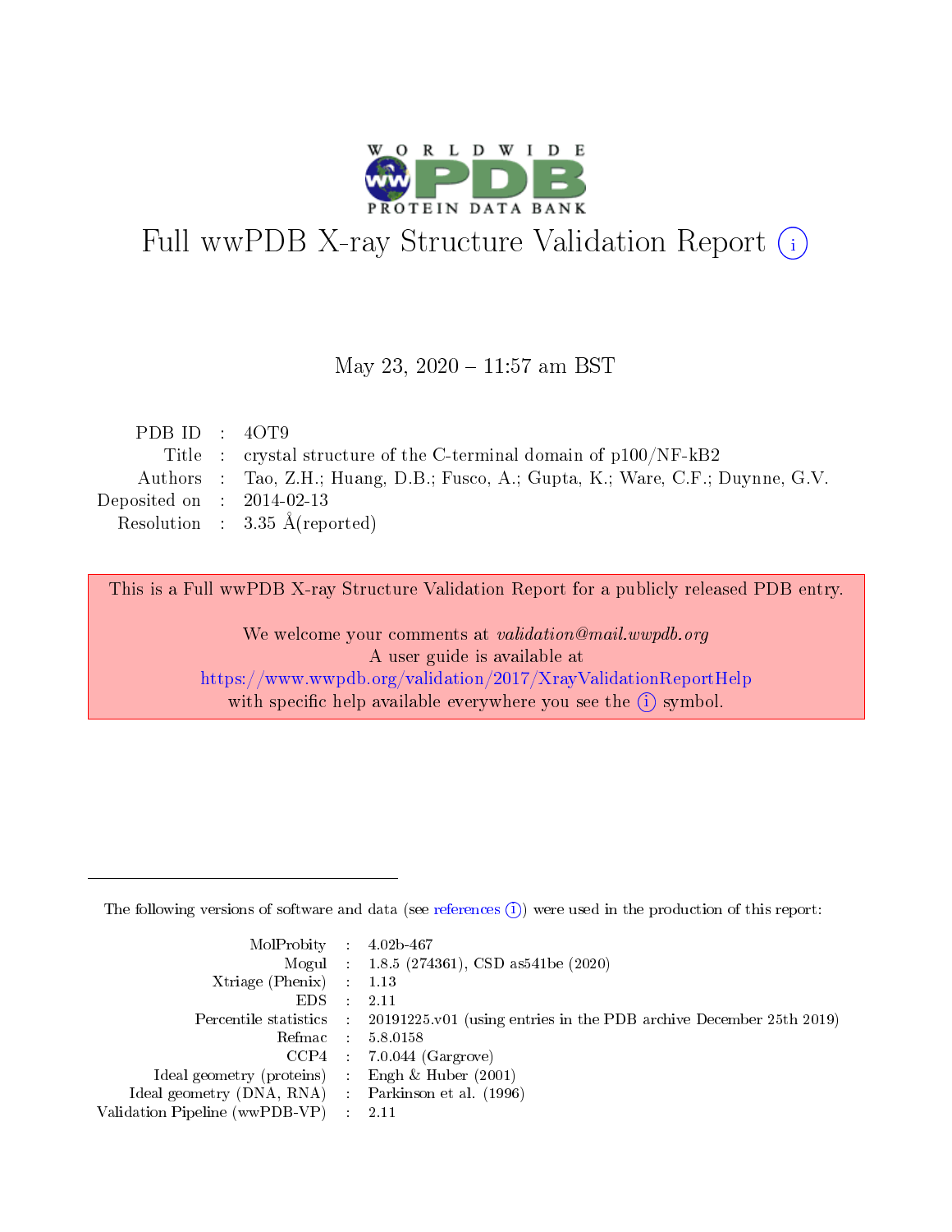# Full wwPDB X-ray Structure Validation Report (i)

May 23, 2020 – 11:57 am BST

| | | |
|---|---|---|
| PDB ID | : | 4OT9 |
| Title | : | crystal structure of the C-terminal domain of p100/NF-kB2 |
| Authors | : | Tao, Z.H.; Huang, D.B.; Fusco, A.; Gupta, K.; Ware, C.F.; Duynne, G.V. |
| Deposited on | : | 2014-02-13 |
| Resolution | : | 3.35 Å(reported) |

This is a Full wwPDB X-ray Structure Validation Report for a publicly released PDB entry.

We welcome your comments at *validation@mail.wwpdb.org*
A user guide is available at
https://www.wwpdb.org/validation/2017/XrayValidationReportHelp
with specific help available everywhere you see the (i) symbol.

---

The following versions of software and data (see references (i)) were used in the production of this report:

| | | |
|---|---|---|
| MolProbity | : | 4.02b-467 |
| Mogul | : | 1.8.5 (274361), CSD as541be (2020) |
| Xtriage (Phenix) | : | 1.13 |
| EDS | : | 2.11 |
| Percentile statistics | : | 20191225.v01 (using entries in the PDB archive December 25th 2019) |
| Refmac | : | 5.8.0158 |
| CCP4 | : | 7.0.044 (Gargrove) |
| Ideal geometry (proteins) | : | Engh & Huber (2001) |
| Ideal geometry (DNA, RNA) | : | Parkinson et al. (1996) |
| Validation Pipeline (wwPDB-VP) | : | 2.11 |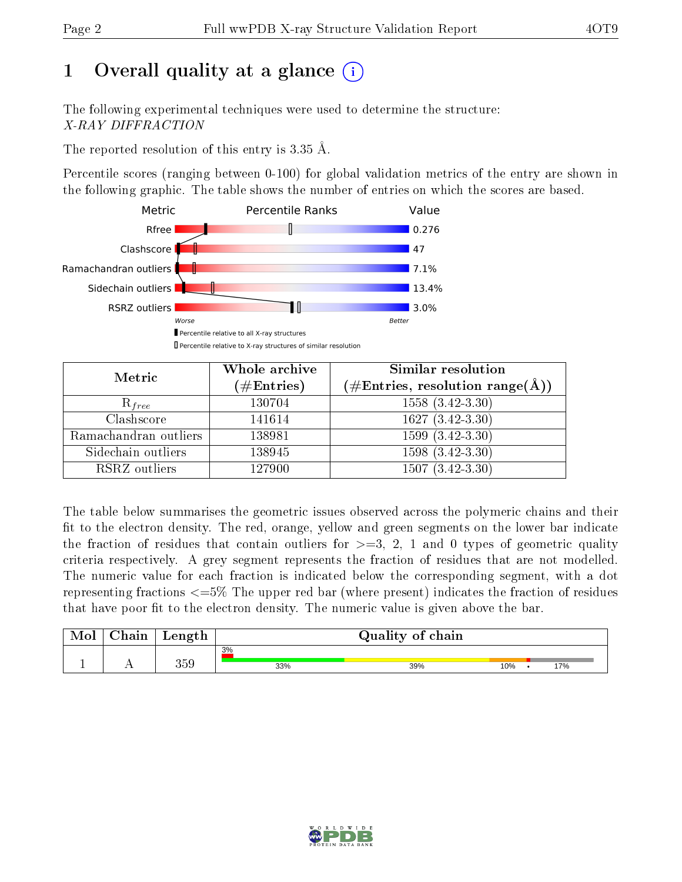# 1 Overall quality at a glance (i)

The following experimental techniques were used to determine the structure:
*X-RAY DIFFRACTION*

The reported resolution of this entry is 3.35 Å.

Percentile scores (ranging between 0-100) for global validation metrics of the entry are shown in the following graphic. The table shows the number of entries on which the scores are based.

| Metric | Value |
|---|---|
| Rfree | 0.276 |
| Clashscore | 47 |
| Ramachandran outliers | 7.1% |
| Sidechain outliers | 13.4% |
| RSRZ outliers | 3.0% |

Worse — Better

▮ Percentile relative to all X-ray structures
▯ Percentile relative to X-ray structures of similar resolution

| Metric | Whole archive (#Entries) | Similar resolution (#Entries, resolution range(Å)) |
|---|---|---|
| $R_{free}$ | 130704 | 1558 (3.42-3.30) |
| Clashscore | 141614 | 1627 (3.42-3.30) |
| Ramachandran outliers | 138981 | 1599 (3.42-3.30) |
| Sidechain outliers | 138945 | 1598 (3.42-3.30) |
| RSRZ outliers | 127900 | 1507 (3.42-3.30) |

The table below summarises the geometric issues observed across the polymeric chains and their fit to the electron density. The red, orange, yellow and green segments on the lower bar indicate the fraction of residues that contain outliers for >=3, 2, 1 and 0 types of geometric quality criteria respectively. A grey segment represents the fraction of residues that are not modelled. The numeric value for each fraction is indicated below the corresponding segment, with a dot representing fractions <=5% The upper red bar (where present) indicates the fraction of residues that have poor fit to the electron density. The numeric value is given above the bar.

| Mol | Chain | Length | Quality of chain |
|---|---|---|---|
| 1 | A | 359 | 3% (upper bar); 33%, 39%, 10%, •, 17% |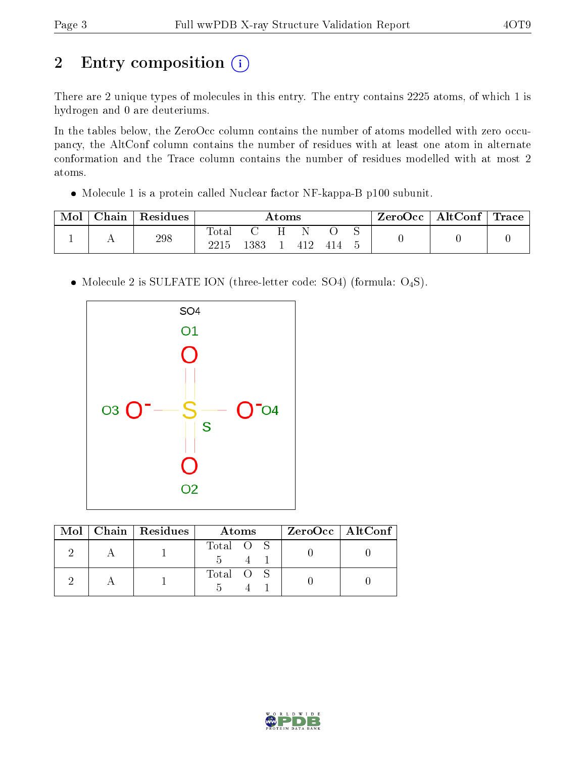## 2 Entry composition

There are 2 unique types of molecules in this entry. The entry contains 2225 atoms, of which 1 is hydrogen and 0 are deuteriums.

In the tables below, the ZeroOcc column contains the number of atoms modelled with zero occupancy, the AltConf column contains the number of residues with at least one atom in alternate conformation and the Trace column contains the number of residues modelled with at most 2 atoms.

- Molecule 1 is a protein called Nuclear factor NF-kappa-B p100 subunit.

| Mol | Chain | Residues | Atoms | | | | | | ZeroOcc | AltConf | Trace |
|---|---|---|---|---|---|---|---|---|---|---|---|
| | | | Total | C | H | N | O | S | | | |
| 1 | A | 298 | 2215 | 1383 | 1 | 412 | 414 | 5 | 0 | 0 | 0 |

- Molecule 2 is SULFATE ION (three-letter code: SO4) (formula: $O_4S$).

| Mol | Chain | Residues | Atoms | | | ZeroOcc | AltConf |
|---|---|---|---|---|---|---|---|
| | | | Total | O | S | | |
| 2 | A | 1 | 5 | 4 | 1 | 0 | 0 |
| 2 | A | 1 | 5 | 4 | 1 | 0 | 0 |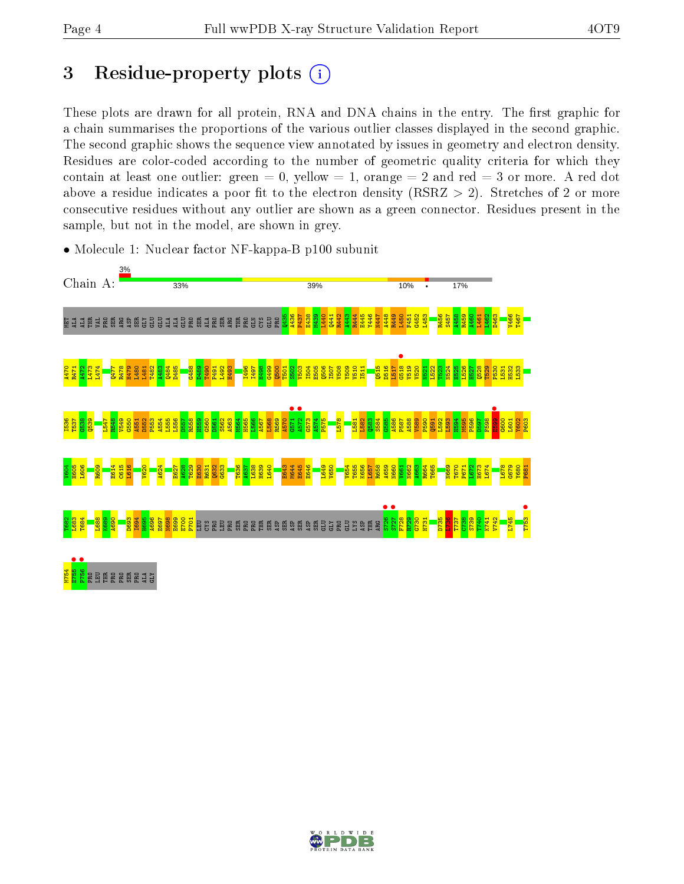# 3 Residue-property plots

These plots are drawn for all protein, RNA and DNA chains in the entry. The first graphic for a chain summarises the proportions of the various outlier classes displayed in the second graphic. The second graphic shows the sequence view annotated by issues in geometry and electron density. Residues are color-coded according to the number of geometric quality criteria for which they contain at least one outlier: green = 0, yellow = 1, orange = 2 and red = 3 or more. A red dot above a residue indicates a poor fit to the electron density (RSRZ > 2). Stretches of 2 or more consecutive residues without any outlier are shown as a green connector. Residues present in the sample, but not in the model, are shown in grey.

- Molecule 1: Nuclear factor NF-kappa-B p100 subunit

Chain A: 3% | 33% | 39% | 10% | • | 17%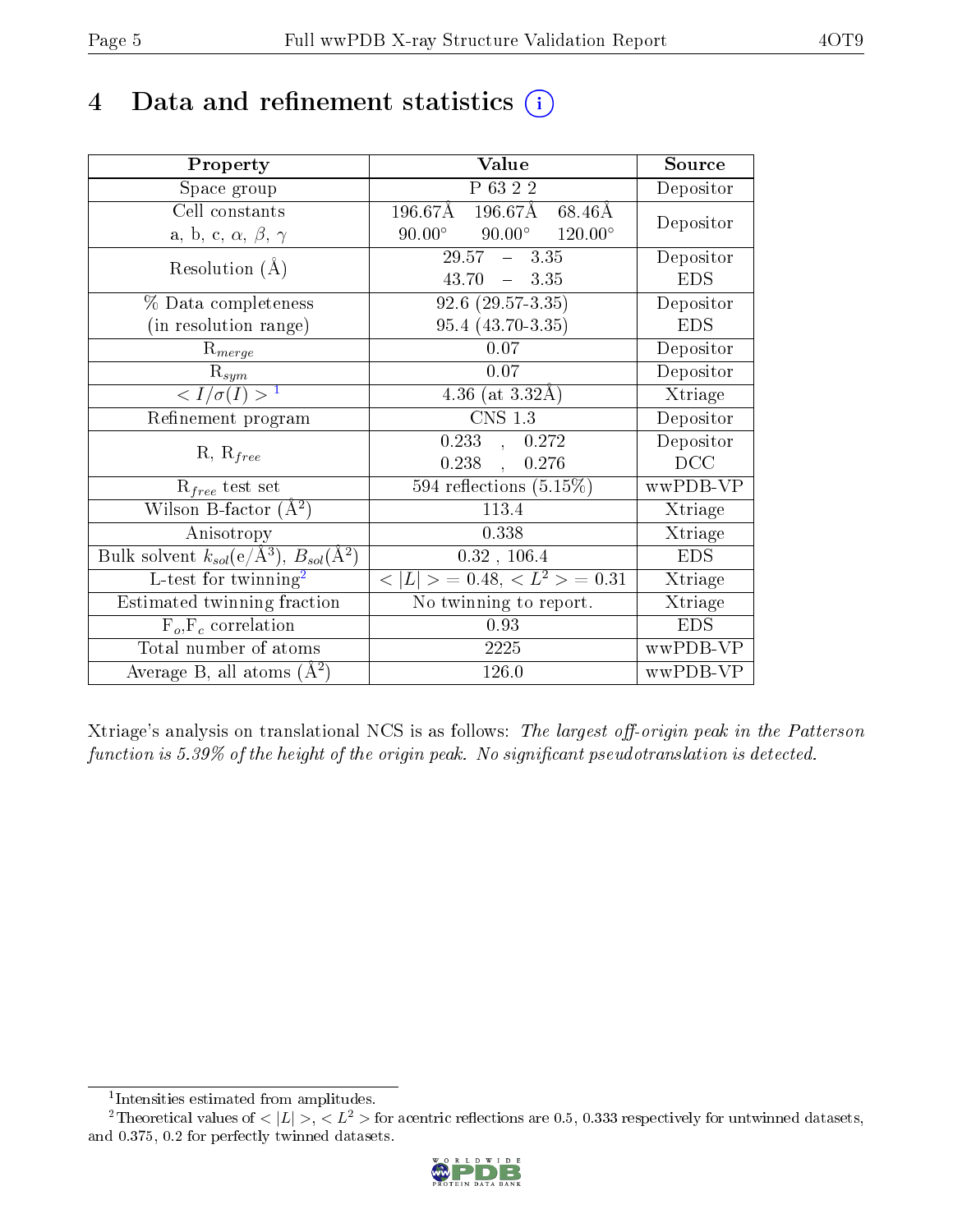# 4 Data and refinement statistics

| Property | Value | Source |
|---|---|---|
| Space group | P 63 2 2 | Depositor |
| Cell constants<br>a, b, c, $\alpha$, $\beta$, $\gamma$ | 196.67Å 196.67Å 68.46Å<br>90.00° 90.00° 120.00° | Depositor |
| Resolution (Å) | 29.57 – 3.35<br>43.70 – 3.35 | Depositor<br>EDS |
| % Data completeness<br>(in resolution range) | 92.6 (29.57-3.35)<br>95.4 (43.70-3.35) | Depositor<br>EDS |
| $R_{merge}$ | 0.07 | Depositor |
| $R_{sym}$ | 0.07 | Depositor |
| $< I/\sigma(I) >$ [1] | 4.36 (at 3.32Å) | Xtriage |
| Refinement program | CNS 1.3 | Depositor |
| R, $R_{free}$ | 0.233 , 0.272<br>0.238 , 0.276 | Depositor<br>DCC |
| $R_{free}$ test set | 594 reflections (5.15%) | wwPDB-VP |
| Wilson B-factor ($Å^2$) | 113.4 | Xtriage |
| Anisotropy | 0.338 | Xtriage |
| Bulk solvent $k_{sol}$(e/$Å^3$), $B_{sol}$($Å^2$) | 0.32 , 106.4 | EDS |
| L-test for twinning[2] | $< \|L\| > = 0.48$, $< L^2 > = 0.31$ | Xtriage |
| Estimated twinning fraction | No twinning to report. | Xtriage |
| $F_o$,$F_c$ correlation | 0.93 | EDS |
| Total number of atoms | 2225 | wwPDB-VP |
| Average B, all atoms ($Å^2$) | 126.0 | wwPDB-VP |

Xtriage's analysis on translational NCS is as follows: *The largest off-origin peak in the Patterson function is 5.39% of the height of the origin peak. No significant pseudotranslation is detected.*

[1] Intensities estimated from amplitudes.

[2] Theoretical values of $< |L| >$, $< L^2 >$ for acentric reflections are 0.5, 0.333 respectively for untwinned datasets, and 0.375, 0.2 for perfectly twinned datasets.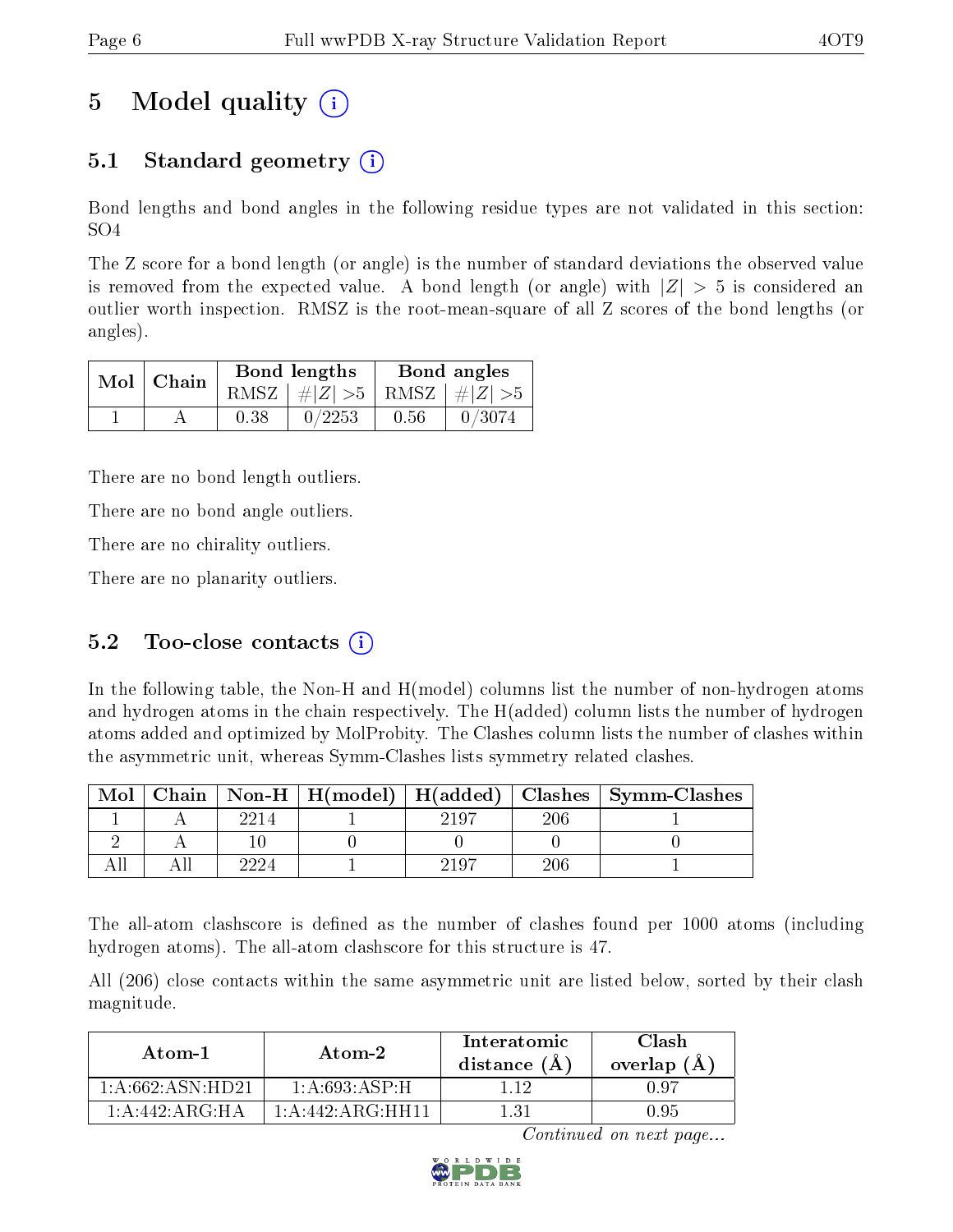# 5 Model quality (i)

## 5.1 Standard geometry (i)

Bond lengths and bond angles in the following residue types are not validated in this section: SO4

The Z score for a bond length (or angle) is the number of standard deviations the observed value is removed from the expected value. A bond length (or angle) with $|Z| > 5$ is considered an outlier worth inspection. RMSZ is the root-mean-square of all Z scores of the bond lengths (or angles).

| Mol | Chain | Bond lengths | | Bond angles | |
|---|---|---|---|---|---|
| | | RMSZ | $\#\|Z\| > 5$ | RMSZ | $\#\|Z\| > 5$ |
| 1 | A | 0.38 | 0/2253 | 0.56 | 0/3074 |

There are no bond length outliers.

There are no bond angle outliers.

There are no chirality outliers.

There are no planarity outliers.

## 5.2 Too-close contacts (i)

In the following table, the Non-H and H(model) columns list the number of non-hydrogen atoms and hydrogen atoms in the chain respectively. The H(added) column lists the number of hydrogen atoms added and optimized by MolProbity. The Clashes column lists the number of clashes within the asymmetric unit, whereas Symm-Clashes lists symmetry related clashes.

| Mol | Chain | Non-H | H(model) | H(added) | Clashes | Symm-Clashes |
|---|---|---|---|---|---|---|
| 1 | A | 2214 | 1 | 2197 | 206 | 1 |
| 2 | A | 10 | 0 | 0 | 0 | 0 |
| All | All | 2224 | 1 | 2197 | 206 | 1 |

The all-atom clashscore is defined as the number of clashes found per 1000 atoms (including hydrogen atoms). The all-atom clashscore for this structure is 47.

All (206) close contacts within the same asymmetric unit are listed below, sorted by their clash magnitude.

| Atom-1 | Atom-2 | Interatomic distance (Å) | Clash overlap (Å) |
|---|---|---|---|
| 1:A:662:ASN:HD21 | 1:A:693:ASP:H | 1.12 | 0.97 |
| 1:A:442:ARG:HA | 1:A:442:ARG:HH11 | 1.31 | 0.95 |

*Continued on next page...*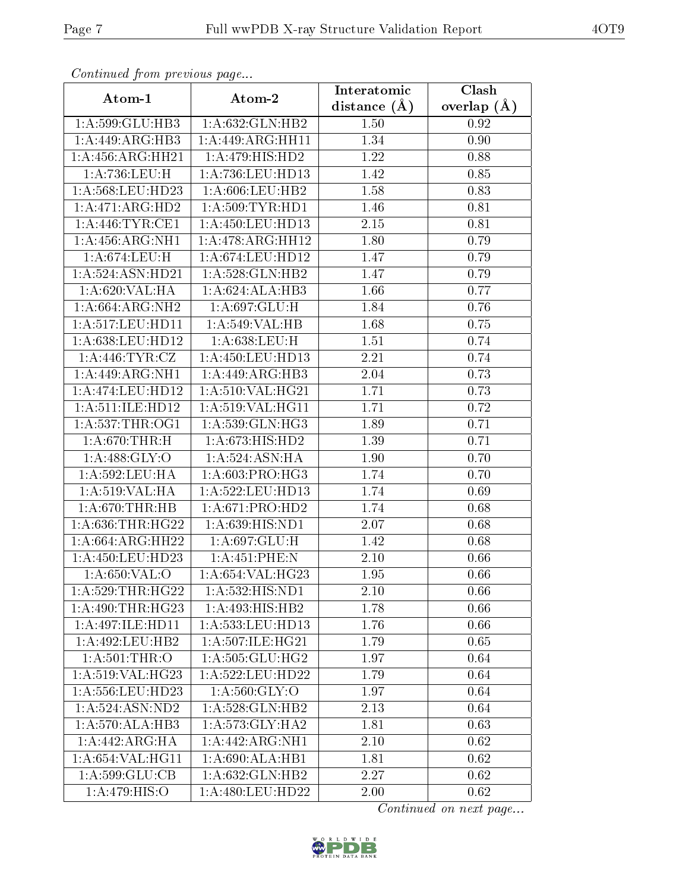*Continued from previous page...*

| Atom-1 | Atom-2 | Interatomic distance (Å) | Clash overlap (Å) |
| --- | --- | --- | --- |
| 1:A:599:GLU:HB3 | 1:A:632:GLN:HB2 | 1.50 | 0.92 |
| 1:A:449:ARG:HB3 | 1:A:449:ARG:HH11 | 1.34 | 0.90 |
| 1:A:456:ARG:HH21 | 1:A:479:HIS:HD2 | 1.22 | 0.88 |
| 1:A:736:LEU:H | 1:A:736:LEU:HD13 | 1.42 | 0.85 |
| 1:A:568:LEU:HD23 | 1:A:606:LEU:HB2 | 1.58 | 0.83 |
| 1:A:471:ARG:HD2 | 1:A:509:TYR:HD1 | 1.46 | 0.81 |
| 1:A:446:TYR:CE1 | 1:A:450:LEU:HD13 | 2.15 | 0.81 |
| 1:A:456:ARG:NH1 | 1:A:478:ARG:HH12 | 1.80 | 0.79 |
| 1:A:674:LEU:H | 1:A:674:LEU:HD12 | 1.47 | 0.79 |
| 1:A:524:ASN:HD21 | 1:A:528:GLN:HB2 | 1.47 | 0.79 |
| 1:A:620:VAL:HA | 1:A:624:ALA:HB3 | 1.66 | 0.77 |
| 1:A:664:ARG:NH2 | 1:A:697:GLU:H | 1.84 | 0.76 |
| 1:A:517:LEU:HD11 | 1:A:549:VAL:HB | 1.68 | 0.75 |
| 1:A:638:LEU:HD12 | 1:A:638:LEU:H | 1.51 | 0.74 |
| 1:A:446:TYR:CZ | 1:A:450:LEU:HD13 | 2.21 | 0.74 |
| 1:A:449:ARG:NH1 | 1:A:449:ARG:HB3 | 2.04 | 0.73 |
| 1:A:474:LEU:HD12 | 1:A:510:VAL:HG21 | 1.71 | 0.73 |
| 1:A:511:ILE:HD12 | 1:A:519:VAL:HG11 | 1.71 | 0.72 |
| 1:A:537:THR:OG1 | 1:A:539:GLN:HG3 | 1.89 | 0.71 |
| 1:A:670:THR:H | 1:A:673:HIS:HD2 | 1.39 | 0.71 |
| 1:A:488:GLY:O | 1:A:524:ASN:HA | 1.90 | 0.70 |
| 1:A:592:LEU:HA | 1:A:603:PRO:HG3 | 1.74 | 0.70 |
| 1:A:519:VAL:HA | 1:A:522:LEU:HD13 | 1.74 | 0.69 |
| 1:A:670:THR:HB | 1:A:671:PRO:HD2 | 1.74 | 0.68 |
| 1:A:636:THR:HG22 | 1:A:639:HIS:ND1 | 2.07 | 0.68 |
| 1:A:664:ARG:HH22 | 1:A:697:GLU:H | 1.42 | 0.68 |
| 1:A:450:LEU:HD23 | 1:A:451:PHE:N | 2.10 | 0.66 |
| 1:A:650:VAL:O | 1:A:654:VAL:HG23 | 1.95 | 0.66 |
| 1:A:529:THR:HG22 | 1:A:532:HIS:ND1 | 2.10 | 0.66 |
| 1:A:490:THR:HG23 | 1:A:493:HIS:HB2 | 1.78 | 0.66 |
| 1:A:497:ILE:HD11 | 1:A:533:LEU:HD13 | 1.76 | 0.66 |
| 1:A:492:LEU:HB2 | 1:A:507:ILE:HG21 | 1.79 | 0.65 |
| 1:A:501:THR:O | 1:A:505:GLU:HG2 | 1.97 | 0.64 |
| 1:A:519:VAL:HG23 | 1:A:522:LEU:HD22 | 1.79 | 0.64 |
| 1:A:556:LEU:HD23 | 1:A:560:GLY:O | 1.97 | 0.64 |
| 1:A:524:ASN:ND2 | 1:A:528:GLN:HB2 | 2.13 | 0.64 |
| 1:A:570:ALA:HB3 | 1:A:573:GLY:HA2 | 1.81 | 0.63 |
| 1:A:442:ARG:HA | 1:A:442:ARG:NH1 | 2.10 | 0.62 |
| 1:A:654:VAL:HG11 | 1:A:690:ALA:HB1 | 1.81 | 0.62 |
| 1:A:599:GLU:CB | 1:A:632:GLN:HB2 | 2.27 | 0.62 |
| 1:A:479:HIS:O | 1:A:480:LEU:HD22 | 2.00 | 0.62 |

*Continued on next page...*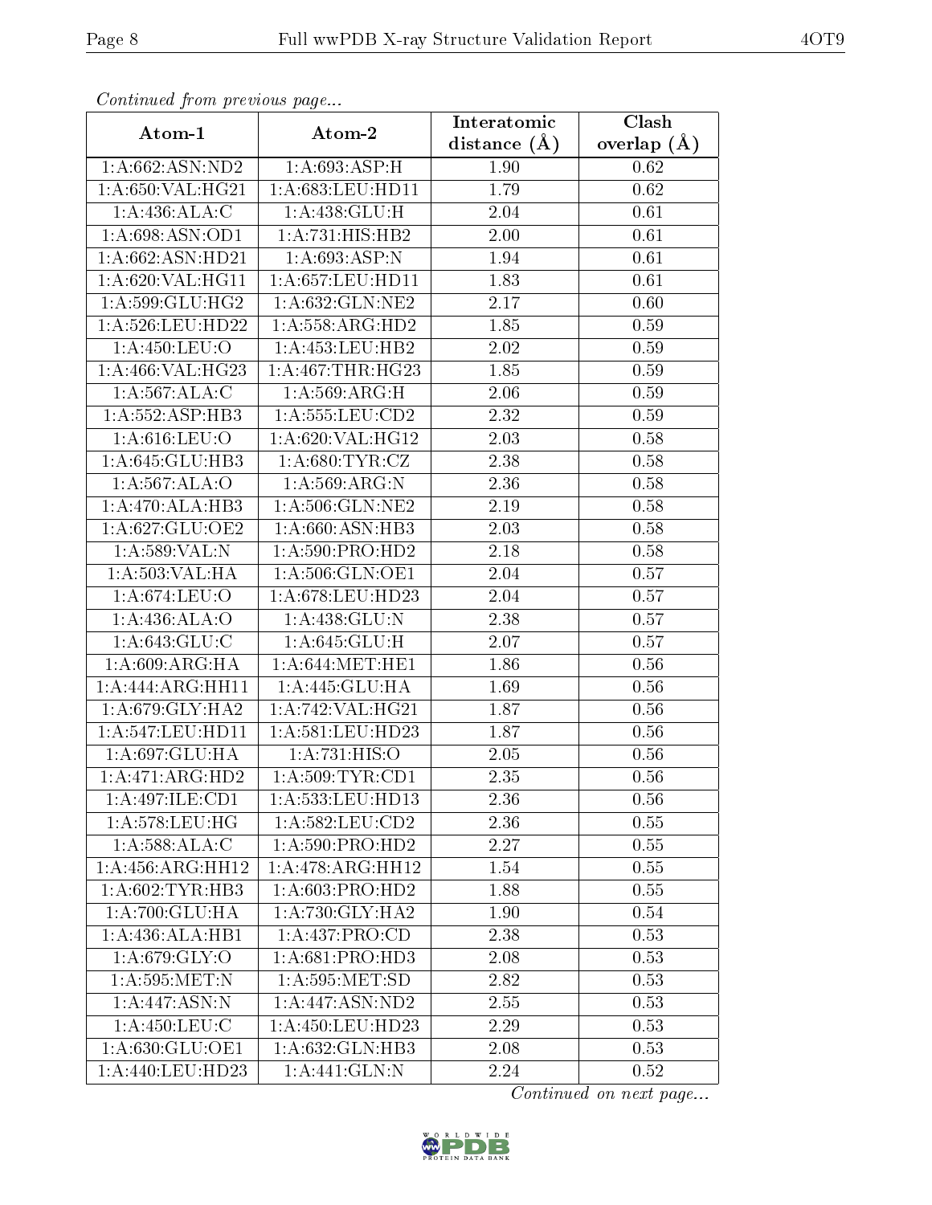*Continued from previous page...*

| Atom-1 | Atom-2 | Interatomic distance (Å) | Clash overlap (Å) |
|---|---|---|---|
| 1:A:662:ASN:ND2 | 1:A:693:ASP:H | 1.90 | 0.62 |
| 1:A:650:VAL:HG21 | 1:A:683:LEU:HD11 | 1.79 | 0.62 |
| 1:A:436:ALA:C | 1:A:438:GLU:H | 2.04 | 0.61 |
| 1:A:698:ASN:OD1 | 1:A:731:HIS:HB2 | 2.00 | 0.61 |
| 1:A:662:ASN:HD21 | 1:A:693:ASP:N | 1.94 | 0.61 |
| 1:A:620:VAL:HG11 | 1:A:657:LEU:HD11 | 1.83 | 0.61 |
| 1:A:599:GLU:HG2 | 1:A:632:GLN:NE2 | 2.17 | 0.60 |
| 1:A:526:LEU:HD22 | 1:A:558:ARG:HD2 | 1.85 | 0.59 |
| 1:A:450:LEU:O | 1:A:453:LEU:HB2 | 2.02 | 0.59 |
| 1:A:466:VAL:HG23 | 1:A:467:THR:HG23 | 1.85 | 0.59 |
| 1:A:567:ALA:C | 1:A:569:ARG:H | 2.06 | 0.59 |
| 1:A:552:ASP:HB3 | 1:A:555:LEU:CD2 | 2.32 | 0.59 |
| 1:A:616:LEU:O | 1:A:620:VAL:HG12 | 2.03 | 0.58 |
| 1:A:645:GLU:HB3 | 1:A:680:TYR:CZ | 2.38 | 0.58 |
| 1:A:567:ALA:O | 1:A:569:ARG:N | 2.36 | 0.58 |
| 1:A:470:ALA:HB3 | 1:A:506:GLN:NE2 | 2.19 | 0.58 |
| 1:A:627:GLU:OE2 | 1:A:660:ASN:HB3 | 2.03 | 0.58 |
| 1:A:589:VAL:N | 1:A:590:PRO:HD2 | 2.18 | 0.58 |
| 1:A:503:VAL:HA | 1:A:506:GLN:OE1 | 2.04 | 0.57 |
| 1:A:674:LEU:O | 1:A:678:LEU:HD23 | 2.04 | 0.57 |
| 1:A:436:ALA:O | 1:A:438:GLU:N | 2.38 | 0.57 |
| 1:A:643:GLU:C | 1:A:645:GLU:H | 2.07 | 0.57 |
| 1:A:609:ARG:HA | 1:A:644:MET:HE1 | 1.86 | 0.56 |
| 1:A:444:ARG:HH11 | 1:A:445:GLU:HA | 1.69 | 0.56 |
| 1:A:679:GLY:HA2 | 1:A:742:VAL:HG21 | 1.87 | 0.56 |
| 1:A:547:LEU:HD11 | 1:A:581:LEU:HD23 | 1.87 | 0.56 |
| 1:A:697:GLU:HA | 1:A:731:HIS:O | 2.05 | 0.56 |
| 1:A:471:ARG:HD2 | 1:A:509:TYR:CD1 | 2.35 | 0.56 |
| 1:A:497:ILE:CD1 | 1:A:533:LEU:HD13 | 2.36 | 0.56 |
| 1:A:578:LEU:HG | 1:A:582:LEU:CD2 | 2.36 | 0.55 |
| 1:A:588:ALA:C | 1:A:590:PRO:HD2 | 2.27 | 0.55 |
| 1:A:456:ARG:HH12 | 1:A:478:ARG:HH12 | 1.54 | 0.55 |
| 1:A:602:TYR:HB3 | 1:A:603:PRO:HD2 | 1.88 | 0.55 |
| 1:A:700:GLU:HA | 1:A:730:GLY:HA2 | 1.90 | 0.54 |
| 1:A:436:ALA:HB1 | 1:A:437:PRO:CD | 2.38 | 0.53 |
| 1:A:679:GLY:O | 1:A:681:PRO:HD3 | 2.08 | 0.53 |
| 1:A:595:MET:N | 1:A:595:MET:SD | 2.82 | 0.53 |
| 1:A:447:ASN:N | 1:A:447:ASN:ND2 | 2.55 | 0.53 |
| 1:A:450:LEU:C | 1:A:450:LEU:HD23 | 2.29 | 0.53 |
| 1:A:630:GLU:OE1 | 1:A:632:GLN:HB3 | 2.08 | 0.53 |
| 1:A:440:LEU:HD23 | 1:A:441:GLN:N | 2.24 | 0.52 |

*Continued on next page...*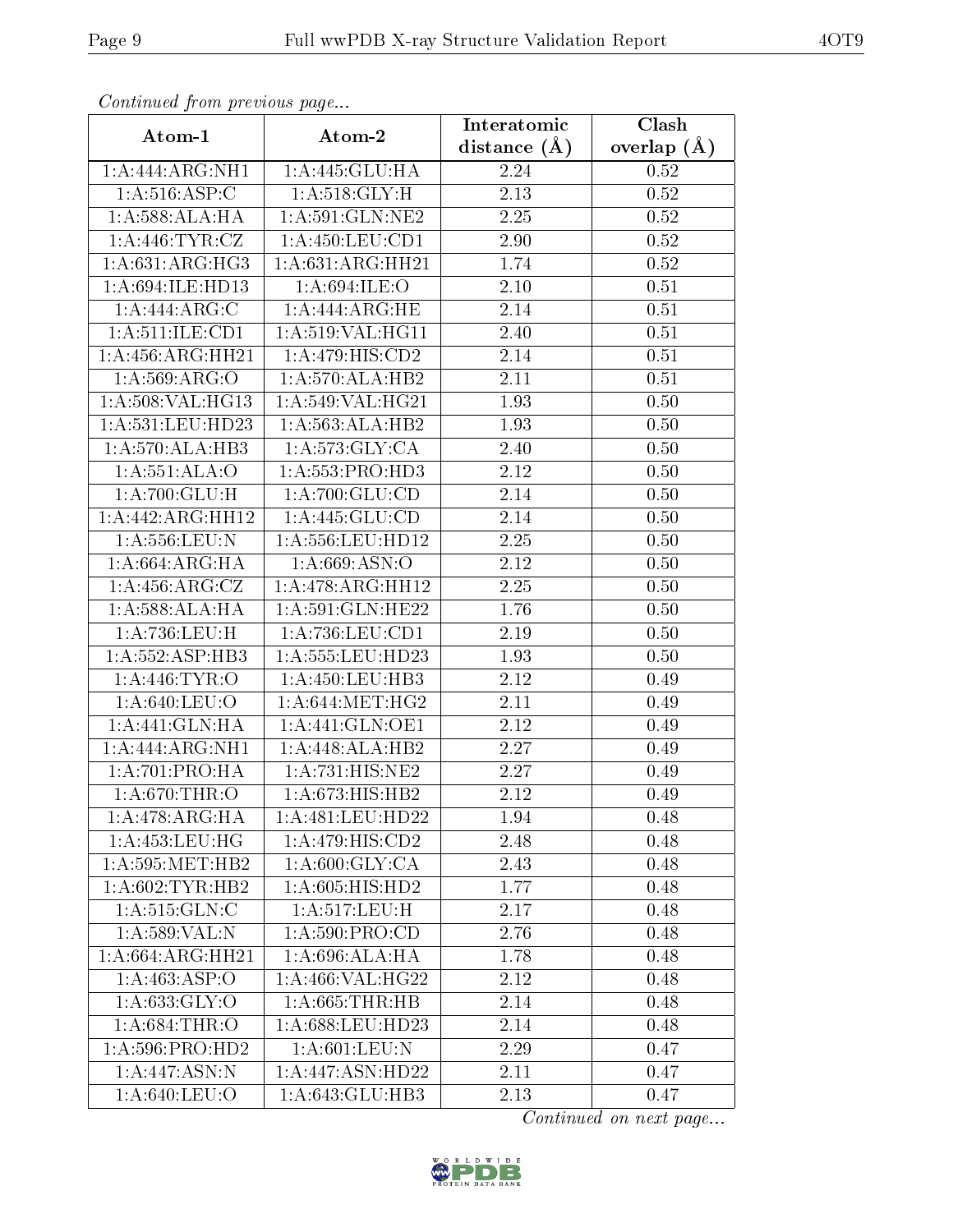*Continued from previous page...*

| Atom-1 | Atom-2 | Interatomic distance (Å) | Clash overlap (Å) |
|---|---|---|---|
| 1:A:444:ARG:NH1 | 1:A:445:GLU:HA | 2.24 | 0.52 |
| 1:A:516:ASP:C | 1:A:518:GLY:H | 2.13 | 0.52 |
| 1:A:588:ALA:HA | 1:A:591:GLN:NE2 | 2.25 | 0.52 |
| 1:A:446:TYR:CZ | 1:A:450:LEU:CD1 | 2.90 | 0.52 |
| 1:A:631:ARG:HG3 | 1:A:631:ARG:HH21 | 1.74 | 0.52 |
| 1:A:694:ILE:HD13 | 1:A:694:ILE:O | 2.10 | 0.51 |
| 1:A:444:ARG:C | 1:A:444:ARG:HE | 2.14 | 0.51 |
| 1:A:511:ILE:CD1 | 1:A:519:VAL:HG11 | 2.40 | 0.51 |
| 1:A:456:ARG:HH21 | 1:A:479:HIS:CD2 | 2.14 | 0.51 |
| 1:A:569:ARG:O | 1:A:570:ALA:HB2 | 2.11 | 0.51 |
| 1:A:508:VAL:HG13 | 1:A:549:VAL:HG21 | 1.93 | 0.50 |
| 1:A:531:LEU:HD23 | 1:A:563:ALA:HB2 | 1.93 | 0.50 |
| 1:A:570:ALA:HB3 | 1:A:573:GLY:CA | 2.40 | 0.50 |
| 1:A:551:ALA:O | 1:A:553:PRO:HD3 | 2.12 | 0.50 |
| 1:A:700:GLU:H | 1:A:700:GLU:CD | 2.14 | 0.50 |
| 1:A:442:ARG:HH12 | 1:A:445:GLU:CD | 2.14 | 0.50 |
| 1:A:556:LEU:N | 1:A:556:LEU:HD12 | 2.25 | 0.50 |
| 1:A:664:ARG:HA | 1:A:669:ASN:O | 2.12 | 0.50 |
| 1:A:456:ARG:CZ | 1:A:478:ARG:HH12 | 2.25 | 0.50 |
| 1:A:588:ALA:HA | 1:A:591:GLN:HE22 | 1.76 | 0.50 |
| 1:A:736:LEU:H | 1:A:736:LEU:CD1 | 2.19 | 0.50 |
| 1:A:552:ASP:HB3 | 1:A:555:LEU:HD23 | 1.93 | 0.50 |
| 1:A:446:TYR:O | 1:A:450:LEU:HB3 | 2.12 | 0.49 |
| 1:A:640:LEU:O | 1:A:644:MET:HG2 | 2.11 | 0.49 |
| 1:A:441:GLN:HA | 1:A:441:GLN:OE1 | 2.12 | 0.49 |
| 1:A:444:ARG:NH1 | 1:A:448:ALA:HB2 | 2.27 | 0.49 |
| 1:A:701:PRO:HA | 1:A:731:HIS:NE2 | 2.27 | 0.49 |
| 1:A:670:THR:O | 1:A:673:HIS:HB2 | 2.12 | 0.49 |
| 1:A:478:ARG:HA | 1:A:481:LEU:HD22 | 1.94 | 0.48 |
| 1:A:453:LEU:HG | 1:A:479:HIS:CD2 | 2.48 | 0.48 |
| 1:A:595:MET:HB2 | 1:A:600:GLY:CA | 2.43 | 0.48 |
| 1:A:602:TYR:HB2 | 1:A:605:HIS:HD2 | 1.77 | 0.48 |
| 1:A:515:GLN:C | 1:A:517:LEU:H | 2.17 | 0.48 |
| 1:A:589:VAL:N | 1:A:590:PRO:CD | 2.76 | 0.48 |
| 1:A:664:ARG:HH21 | 1:A:696:ALA:HA | 1.78 | 0.48 |
| 1:A:463:ASP:O | 1:A:466:VAL:HG22 | 2.12 | 0.48 |
| 1:A:633:GLY:O | 1:A:665:THR:HB | 2.14 | 0.48 |
| 1:A:684:THR:O | 1:A:688:LEU:HD23 | 2.14 | 0.48 |
| 1:A:596:PRO:HD2 | 1:A:601:LEU:N | 2.29 | 0.47 |
| 1:A:447:ASN:N | 1:A:447:ASN:HD22 | 2.11 | 0.47 |
| 1:A:640:LEU:O | 1:A:643:GLU:HB3 | 2.13 | 0.47 |

*Continued on next page...*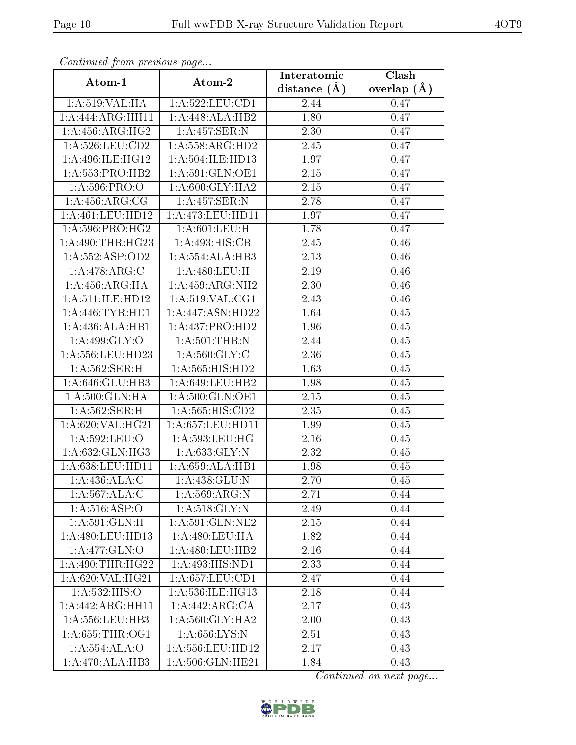*Continued from previous page...*

| Atom-1 | Atom-2 | Interatomic distance (Å) | Clash overlap (Å) |
| --- | --- | --- | --- |
| 1:A:519:VAL:HA | 1:A:522:LEU:CD1 | 2.44 | 0.47 |
| 1:A:444:ARG:HH11 | 1:A:448:ALA:HB2 | 1.80 | 0.47 |
| 1:A:456:ARG:HG2 | 1:A:457:SER:N | 2.30 | 0.47 |
| 1:A:526:LEU:CD2 | 1:A:558:ARG:HD2 | 2.45 | 0.47 |
| 1:A:496:ILE:HG12 | 1:A:504:ILE:HD13 | 1.97 | 0.47 |
| 1:A:553:PRO:HB2 | 1:A:591:GLN:OE1 | 2.15 | 0.47 |
| 1:A:596:PRO:O | 1:A:600:GLY:HA2 | 2.15 | 0.47 |
| 1:A:456:ARG:CG | 1:A:457:SER:N | 2.78 | 0.47 |
| 1:A:461:LEU:HD12 | 1:A:473:LEU:HD11 | 1.97 | 0.47 |
| 1:A:596:PRO:HG2 | 1:A:601:LEU:H | 1.78 | 0.47 |
| 1:A:490:THR:HG23 | 1:A:493:HIS:CB | 2.45 | 0.46 |
| 1:A:552:ASP:OD2 | 1:A:554:ALA:HB3 | 2.13 | 0.46 |
| 1:A:478:ARG:C | 1:A:480:LEU:H | 2.19 | 0.46 |
| 1:A:456:ARG:HA | 1:A:459:ARG:NH2 | 2.30 | 0.46 |
| 1:A:511:ILE:HD12 | 1:A:519:VAL:CG1 | 2.43 | 0.46 |
| 1:A:446:TYR:HD1 | 1:A:447:ASN:HD22 | 1.64 | 0.45 |
| 1:A:436:ALA:HB1 | 1:A:437:PRO:HD2 | 1.96 | 0.45 |
| 1:A:499:GLY:O | 1:A:501:THR:N | 2.44 | 0.45 |
| 1:A:556:LEU:HD23 | 1:A:560:GLY:C | 2.36 | 0.45 |
| 1:A:562:SER:H | 1:A:565:HIS:HD2 | 1.63 | 0.45 |
| 1:A:646:GLU:HB3 | 1:A:649:LEU:HB2 | 1.98 | 0.45 |
| 1:A:500:GLN:HA | 1:A:500:GLN:OE1 | 2.15 | 0.45 |
| 1:A:562:SER:H | 1:A:565:HIS:CD2 | 2.35 | 0.45 |
| 1:A:620:VAL:HG21 | 1:A:657:LEU:HD11 | 1.99 | 0.45 |
| 1:A:592:LEU:O | 1:A:593:LEU:HG | 2.16 | 0.45 |
| 1:A:632:GLN:HG3 | 1:A:633:GLY:N | 2.32 | 0.45 |
| 1:A:638:LEU:HD11 | 1:A:659:ALA:HB1 | 1.98 | 0.45 |
| 1:A:436:ALA:C | 1:A:438:GLU:N | 2.70 | 0.45 |
| 1:A:567:ALA:C | 1:A:569:ARG:N | 2.71 | 0.44 |
| 1:A:516:ASP:O | 1:A:518:GLY:N | 2.49 | 0.44 |
| 1:A:591:GLN:H | 1:A:591:GLN:NE2 | 2.15 | 0.44 |
| 1:A:480:LEU:HD13 | 1:A:480:LEU:HA | 1.82 | 0.44 |
| 1:A:477:GLN:O | 1:A:480:LEU:HB2 | 2.16 | 0.44 |
| 1:A:490:THR:HG22 | 1:A:493:HIS:ND1 | 2.33 | 0.44 |
| 1:A:620:VAL:HG21 | 1:A:657:LEU:CD1 | 2.47 | 0.44 |
| 1:A:532:HIS:O | 1:A:536:ILE:HG13 | 2.18 | 0.44 |
| 1:A:442:ARG:HH11 | 1:A:442:ARG:CA | 2.17 | 0.43 |
| 1:A:556:LEU:HB3 | 1:A:560:GLY:HA2 | 2.00 | 0.43 |
| 1:A:655:THR:OG1 | 1:A:656:LYS:N | 2.51 | 0.43 |
| 1:A:554:ALA:O | 1:A:556:LEU:HD12 | 2.17 | 0.43 |
| 1:A:470:ALA:HB3 | 1:A:506:GLN:HE21 | 1.84 | 0.43 |

*Continued on next page...*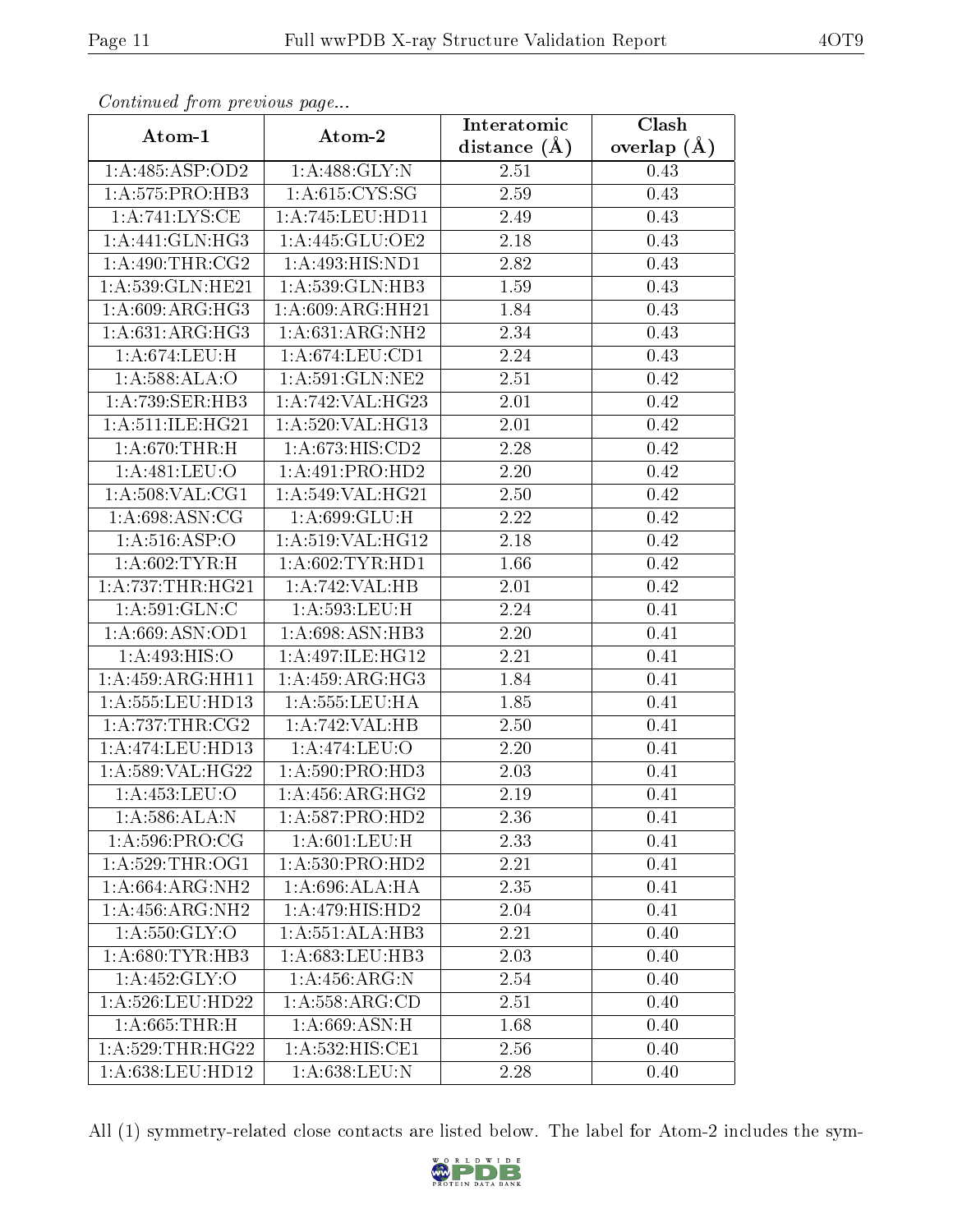*Continued from previous page...*

| Atom-1 | Atom-2 | Interatomic distance (Å) | Clash overlap (Å) |
|---|---|---|---|
| 1:A:485:ASP:OD2 | 1:A:488:GLY:N | 2.51 | 0.43 |
| 1:A:575:PRO:HB3 | 1:A:615:CYS:SG | 2.59 | 0.43 |
| 1:A:741:LYS:CE | 1:A:745:LEU:HD11 | 2.49 | 0.43 |
| 1:A:441:GLN:HG3 | 1:A:445:GLU:OE2 | 2.18 | 0.43 |
| 1:A:490:THR:CG2 | 1:A:493:HIS:ND1 | 2.82 | 0.43 |
| 1:A:539:GLN:HE21 | 1:A:539:GLN:HB3 | 1.59 | 0.43 |
| 1:A:609:ARG:HG3 | 1:A:609:ARG:HH21 | 1.84 | 0.43 |
| 1:A:631:ARG:HG3 | 1:A:631:ARG:NH2 | 2.34 | 0.43 |
| 1:A:674:LEU:H | 1:A:674:LEU:CD1 | 2.24 | 0.43 |
| 1:A:588:ALA:O | 1:A:591:GLN:NE2 | 2.51 | 0.42 |
| 1:A:739:SER:HB3 | 1:A:742:VAL:HG23 | 2.01 | 0.42 |
| 1:A:511:ILE:HG21 | 1:A:520:VAL:HG13 | 2.01 | 0.42 |
| 1:A:670:THR:H | 1:A:673:HIS:CD2 | 2.28 | 0.42 |
| 1:A:481:LEU:O | 1:A:491:PRO:HD2 | 2.20 | 0.42 |
| 1:A:508:VAL:CG1 | 1:A:549:VAL:HG21 | 2.50 | 0.42 |
| 1:A:698:ASN:CG | 1:A:699:GLU:H | 2.22 | 0.42 |
| 1:A:516:ASP:O | 1:A:519:VAL:HG12 | 2.18 | 0.42 |
| 1:A:602:TYR:H | 1:A:602:TYR:HD1 | 1.66 | 0.42 |
| 1:A:737:THR:HG21 | 1:A:742:VAL:HB | 2.01 | 0.42 |
| 1:A:591:GLN:C | 1:A:593:LEU:H | 2.24 | 0.41 |
| 1:A:669:ASN:OD1 | 1:A:698:ASN:HB3 | 2.20 | 0.41 |
| 1:A:493:HIS:O | 1:A:497:ILE:HG12 | 2.21 | 0.41 |
| 1:A:459:ARG:HH11 | 1:A:459:ARG:HG3 | 1.84 | 0.41 |
| 1:A:555:LEU:HD13 | 1:A:555:LEU:HA | 1.85 | 0.41 |
| 1:A:737:THR:CG2 | 1:A:742:VAL:HB | 2.50 | 0.41 |
| 1:A:474:LEU:HD13 | 1:A:474:LEU:O | 2.20 | 0.41 |
| 1:A:589:VAL:HG22 | 1:A:590:PRO:HD3 | 2.03 | 0.41 |
| 1:A:453:LEU:O | 1:A:456:ARG:HG2 | 2.19 | 0.41 |
| 1:A:586:ALA:N | 1:A:587:PRO:HD2 | 2.36 | 0.41 |
| 1:A:596:PRO:CG | 1:A:601:LEU:H | 2.33 | 0.41 |
| 1:A:529:THR:OG1 | 1:A:530:PRO:HD2 | 2.21 | 0.41 |
| 1:A:664:ARG:NH2 | 1:A:696:ALA:HA | 2.35 | 0.41 |
| 1:A:456:ARG:NH2 | 1:A:479:HIS:HD2 | 2.04 | 0.41 |
| 1:A:550:GLY:O | 1:A:551:ALA:HB3 | 2.21 | 0.40 |
| 1:A:680:TYR:HB3 | 1:A:683:LEU:HB3 | 2.03 | 0.40 |
| 1:A:452:GLY:O | 1:A:456:ARG:N | 2.54 | 0.40 |
| 1:A:526:LEU:HD22 | 1:A:558:ARG:CD | 2.51 | 0.40 |
| 1:A:665:THR:H | 1:A:669:ASN:H | 1.68 | 0.40 |
| 1:A:529:THR:HG22 | 1:A:532:HIS:CE1 | 2.56 | 0.40 |
| 1:A:638:LEU:HD12 | 1:A:638:LEU:N | 2.28 | 0.40 |

All (1) symmetry-related close contacts are listed below. The label for Atom-2 includes the sym-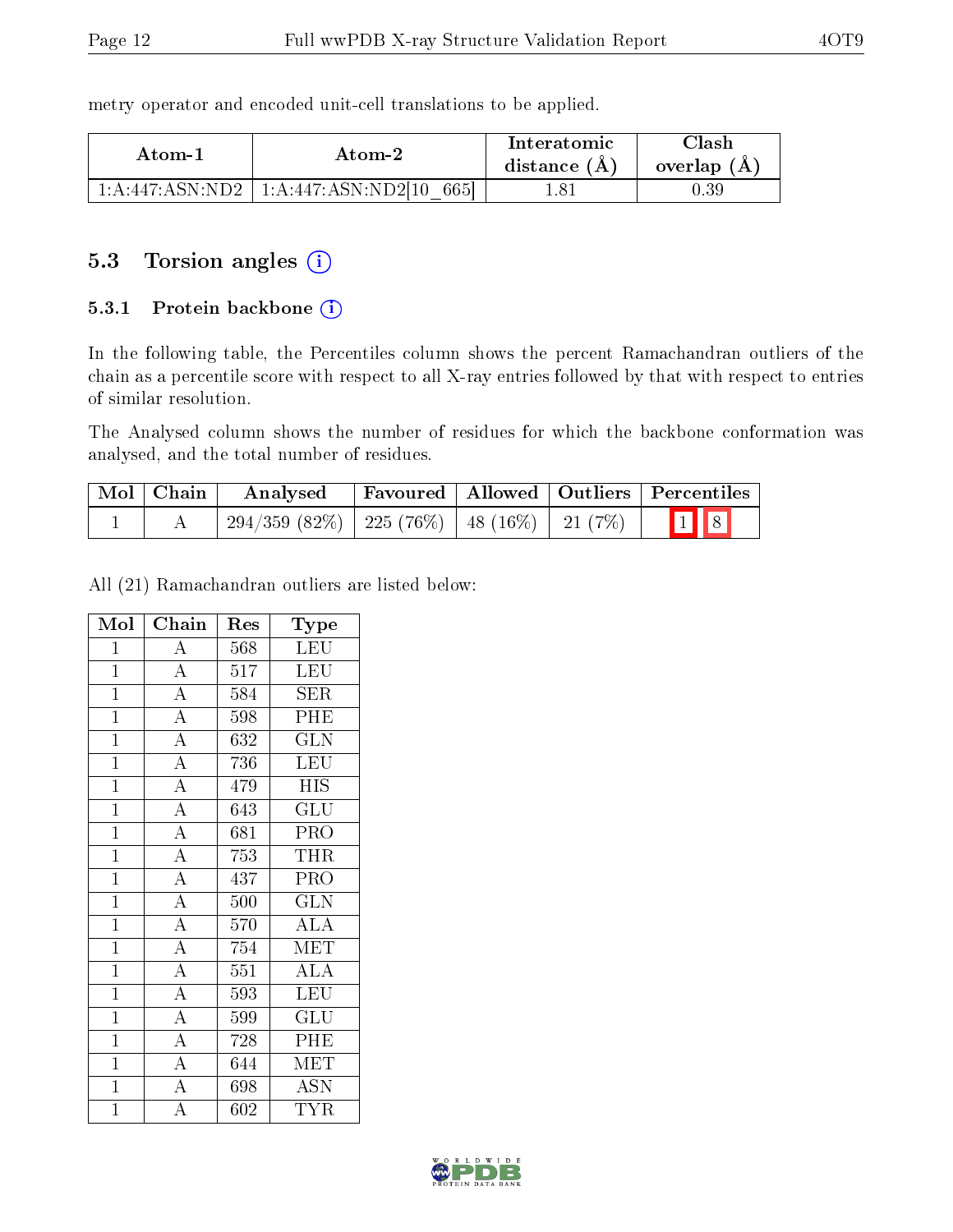metry operator and encoded unit-cell translations to be applied.

| Atom-1 | Atom-2 | Interatomic distance (Å) | Clash overlap (Å) |
|---|---|---|---|
| 1:A:447:ASN:ND2 | 1:A:447:ASN:ND2[10_665] | 1.81 | 0.39 |

## 5.3 Torsion angles (i)

### 5.3.1 Protein backbone (i)

In the following table, the Percentiles column shows the percent Ramachandran outliers of the chain as a percentile score with respect to all X-ray entries followed by that with respect to entries of similar resolution.

The Analysed column shows the number of residues for which the backbone conformation was analysed, and the total number of residues.

| Mol | Chain | Analysed | Favoured | Allowed | Outliers | Percentiles | |
|---|---|---|---|---|---|---|---|
| 1 | A | 294/359 (82%) | 225 (76%) | 48 (16%) | 21 (7%) | 1 | 8 |

All (21) Ramachandran outliers are listed below:

| Mol | Chain | Res | Type |
|---|---|---|---|
| 1 | A | 568 | LEU |
| 1 | A | 517 | LEU |
| 1 | A | 584 | SER |
| 1 | A | 598 | PHE |
| 1 | A | 632 | GLN |
| 1 | A | 736 | LEU |
| 1 | A | 479 | HIS |
| 1 | A | 643 | GLU |
| 1 | A | 681 | PRO |
| 1 | A | 753 | THR |
| 1 | A | 437 | PRO |
| 1 | A | 500 | GLN |
| 1 | A | 570 | ALA |
| 1 | A | 754 | MET |
| 1 | A | 551 | ALA |
| 1 | A | 593 | LEU |
| 1 | A | 599 | GLU |
| 1 | A | 728 | PHE |
| 1 | A | 644 | MET |
| 1 | A | 698 | ASN |
| 1 | A | 602 | TYR |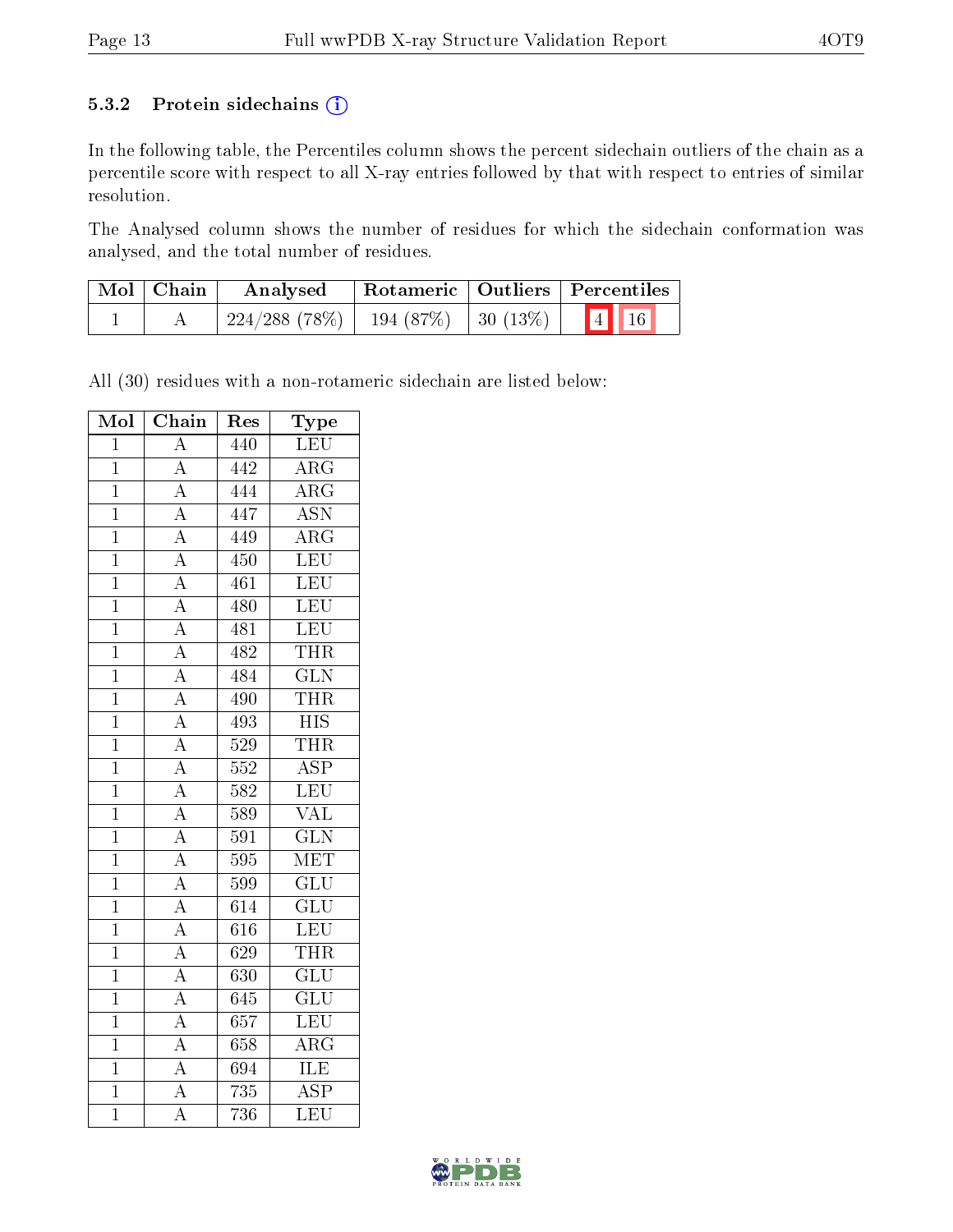### 5.3.2 Protein sidechains (i)

In the following table, the Percentiles column shows the percent sidechain outliers of the chain as a percentile score with respect to all X-ray entries followed by that with respect to entries of similar resolution.

The Analysed column shows the number of residues for which the sidechain conformation was analysed, and the total number of residues.

| Mol | Chain | Analysed | Rotameric | Outliers | Percentiles | |
|---|---|---|---|---|---|---|
| 1 | A | 224/288 (78%) | 194 (87%) | 30 (13%) | 4 | 16 |

All (30) residues with a non-rotameric sidechain are listed below:

| Mol | Chain | Res | Type |
|---|---|---|---|
| 1 | A | 440 | LEU |
| 1 | A | 442 | ARG |
| 1 | A | 444 | ARG |
| 1 | A | 447 | ASN |
| 1 | A | 449 | ARG |
| 1 | A | 450 | LEU |
| 1 | A | 461 | LEU |
| 1 | A | 480 | LEU |
| 1 | A | 481 | LEU |
| 1 | A | 482 | THR |
| 1 | A | 484 | GLN |
| 1 | A | 490 | THR |
| 1 | A | 493 | HIS |
| 1 | A | 529 | THR |
| 1 | A | 552 | ASP |
| 1 | A | 582 | LEU |
| 1 | A | 589 | VAL |
| 1 | A | 591 | GLN |
| 1 | A | 595 | MET |
| 1 | A | 599 | GLU |
| 1 | A | 614 | GLU |
| 1 | A | 616 | LEU |
| 1 | A | 629 | THR |
| 1 | A | 630 | GLU |
| 1 | A | 645 | GLU |
| 1 | A | 657 | LEU |
| 1 | A | 658 | ARG |
| 1 | A | 694 | ILE |
| 1 | A | 735 | ASP |
| 1 | A | 736 | LEU |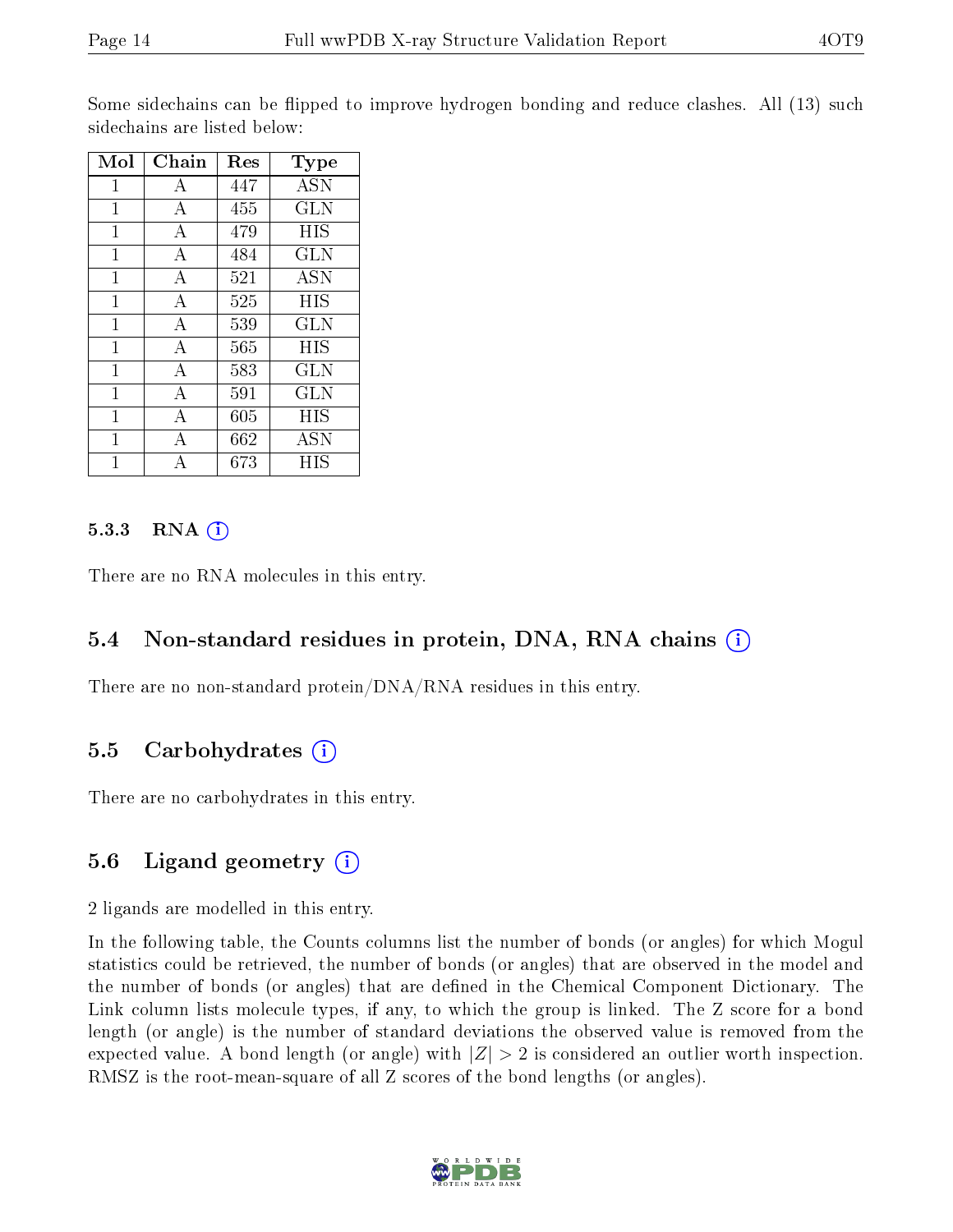Some sidechains can be flipped to improve hydrogen bonding and reduce clashes. All (13) such sidechains are listed below:

| Mol | Chain | Res | Type |
|---|---|---|---|
| 1 | A | 447 | ASN |
| 1 | A | 455 | GLN |
| 1 | A | 479 | HIS |
| 1 | A | 484 | GLN |
| 1 | A | 521 | ASN |
| 1 | A | 525 | HIS |
| 1 | A | 539 | GLN |
| 1 | A | 565 | HIS |
| 1 | A | 583 | GLN |
| 1 | A | 591 | GLN |
| 1 | A | 605 | HIS |
| 1 | A | 662 | ASN |
| 1 | A | 673 | HIS |

#### 5.3.3 RNA

There are no RNA molecules in this entry.

### 5.4 Non-standard residues in protein, DNA, RNA chains

There are no non-standard protein/DNA/RNA residues in this entry.

### 5.5 Carbohydrates

There are no carbohydrates in this entry.

### 5.6 Ligand geometry

2 ligands are modelled in this entry.

In the following table, the Counts columns list the number of bonds (or angles) for which Mogul statistics could be retrieved, the number of bonds (or angles) that are observed in the model and the number of bonds (or angles) that are defined in the Chemical Component Dictionary. The Link column lists molecule types, if any, to which the group is linked. The Z score for a bond length (or angle) is the number of standard deviations the observed value is removed from the expected value. A bond length (or angle) with $|Z| > 2$ is considered an outlier worth inspection. RMSZ is the root-mean-square of all Z scores of the bond lengths (or angles).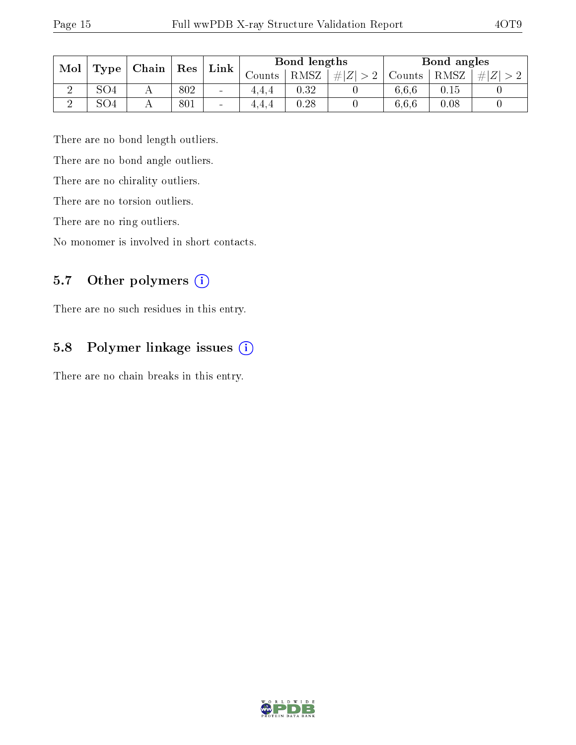| Mol | Type | Chain | Res | Link | Bond lengths | | | Bond angles | | |
|---|---|---|---|---|---|---|---|---|---|---|
| | | | | | Counts | RMSZ | $\#\|Z\|>2$ | Counts | RMSZ | $\#\|Z\|>2$ |
| 2 | SO4 | A | 802 | - | 4,4,4 | 0.32 | 0 | 6,6,6 | 0.15 | 0 |
| 2 | SO4 | A | 801 | - | 4,4,4 | 0.28 | 0 | 6,6,6 | 0.08 | 0 |

There are no bond length outliers.

There are no bond angle outliers.

There are no chirality outliers.

There are no torsion outliers.

There are no ring outliers.

No monomer is involved in short contacts.

## 5.7 Other polymers (i)

There are no such residues in this entry.

## 5.8 Polymer linkage issues (i)

There are no chain breaks in this entry.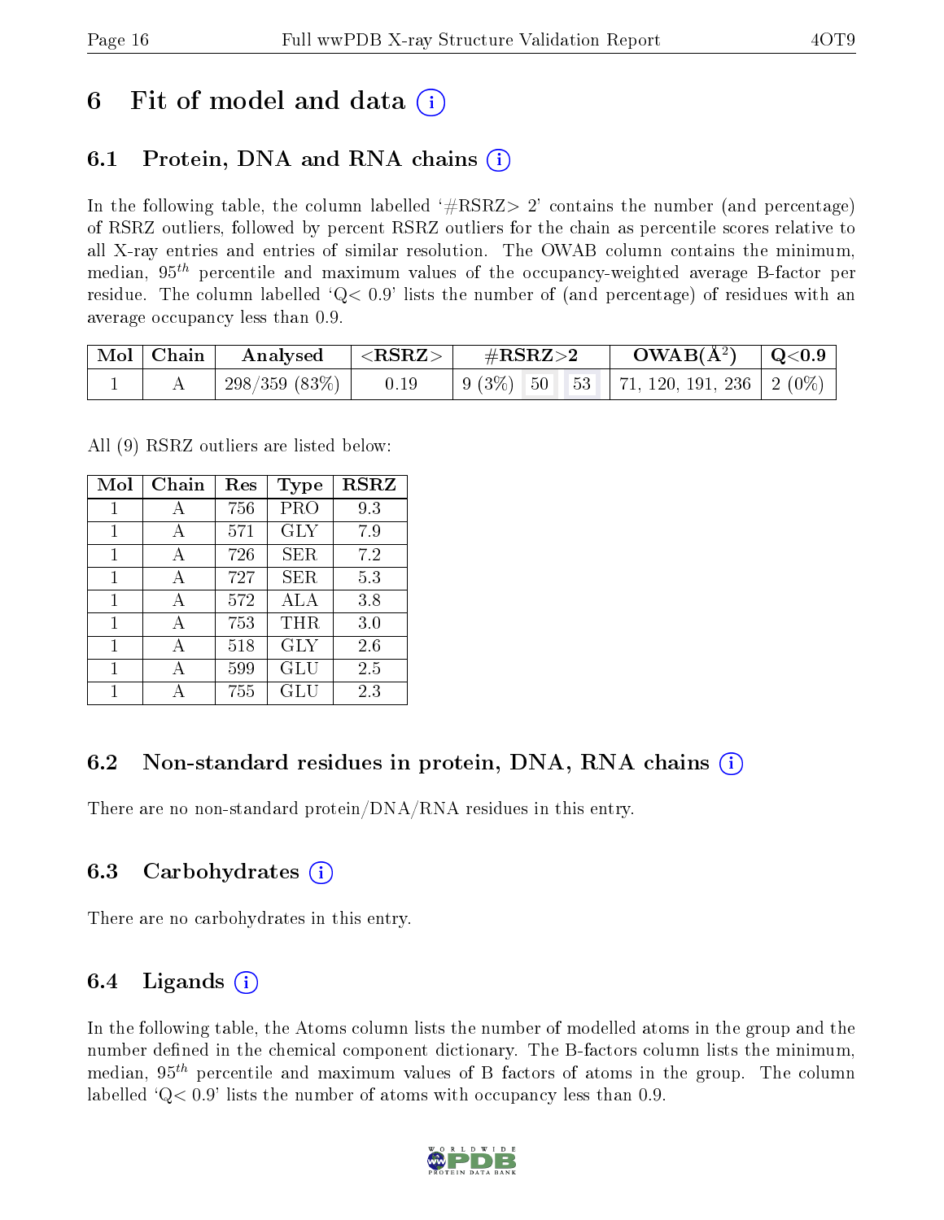# 6 Fit of model and data (i)

## 6.1 Protein, DNA and RNA chains (i)

In the following table, the column labelled '#RSRZ> 2' contains the number (and percentage) of RSRZ outliers, followed by percent RSRZ outliers for the chain as percentile scores relative to all X-ray entries and entries of similar resolution. The OWAB column contains the minimum, median, $95^{th}$ percentile and maximum values of the occupancy-weighted average B-factor per residue. The column labelled 'Q< 0.9' lists the number of (and percentage) of residues with an average occupancy less than 0.9.

| Mol | Chain | Analysed | <RSRZ> | #RSRZ>2 | | | OWAB(Å$^2$) | Q<0.9 |
|---|---|---|---|---|---|---|---|---|
| 1 | A | 298/359 (83%) | 0.19 | 9 (3%) | 50 | 53 | 71, 120, 191, 236 | 2 (0%) |

All (9) RSRZ outliers are listed below:

| Mol | Chain | Res | Type | RSRZ |
|---|---|---|---|---|
| 1 | A | 756 | PRO | 9.3 |
| 1 | A | 571 | GLY | 7.9 |
| 1 | A | 726 | SER | 7.2 |
| 1 | A | 727 | SER | 5.3 |
| 1 | A | 572 | ALA | 3.8 |
| 1 | A | 753 | THR | 3.0 |
| 1 | A | 518 | GLY | 2.6 |
| 1 | A | 599 | GLU | 2.5 |
| 1 | A | 755 | GLU | 2.3 |

## 6.2 Non-standard residues in protein, DNA, RNA chains (i)

There are no non-standard protein/DNA/RNA residues in this entry.

## 6.3 Carbohydrates (i)

There are no carbohydrates in this entry.

## 6.4 Ligands (i)

In the following table, the Atoms column lists the number of modelled atoms in the group and the number defined in the chemical component dictionary. The B-factors column lists the minimum, median, $95^{th}$ percentile and maximum values of B factors of atoms in the group. The column labelled 'Q< 0.9' lists the number of atoms with occupancy less than 0.9.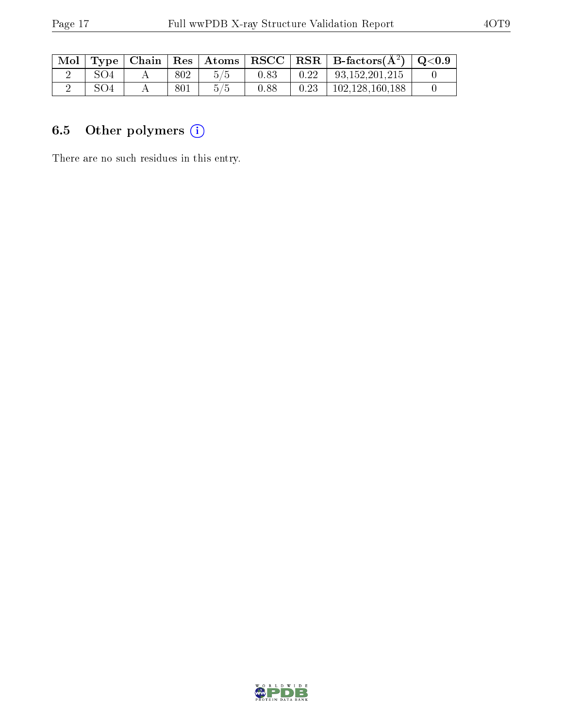| Mol | Type | Chain | Res | Atoms | RSCC | RSR | B-factors($Å^2$) | Q<0.9 |
|---|---|---|---|---|---|---|---|---|
| 2 | SO4 | A | 802 | 5/5 | 0.83 | 0.22 | 93,152,201,215 | 0 |
| 2 | SO4 | A | 801 | 5/5 | 0.88 | 0.23 | 102,128,160,188 | 0 |

## 6.5 Other polymers (i)

There are no such residues in this entry.